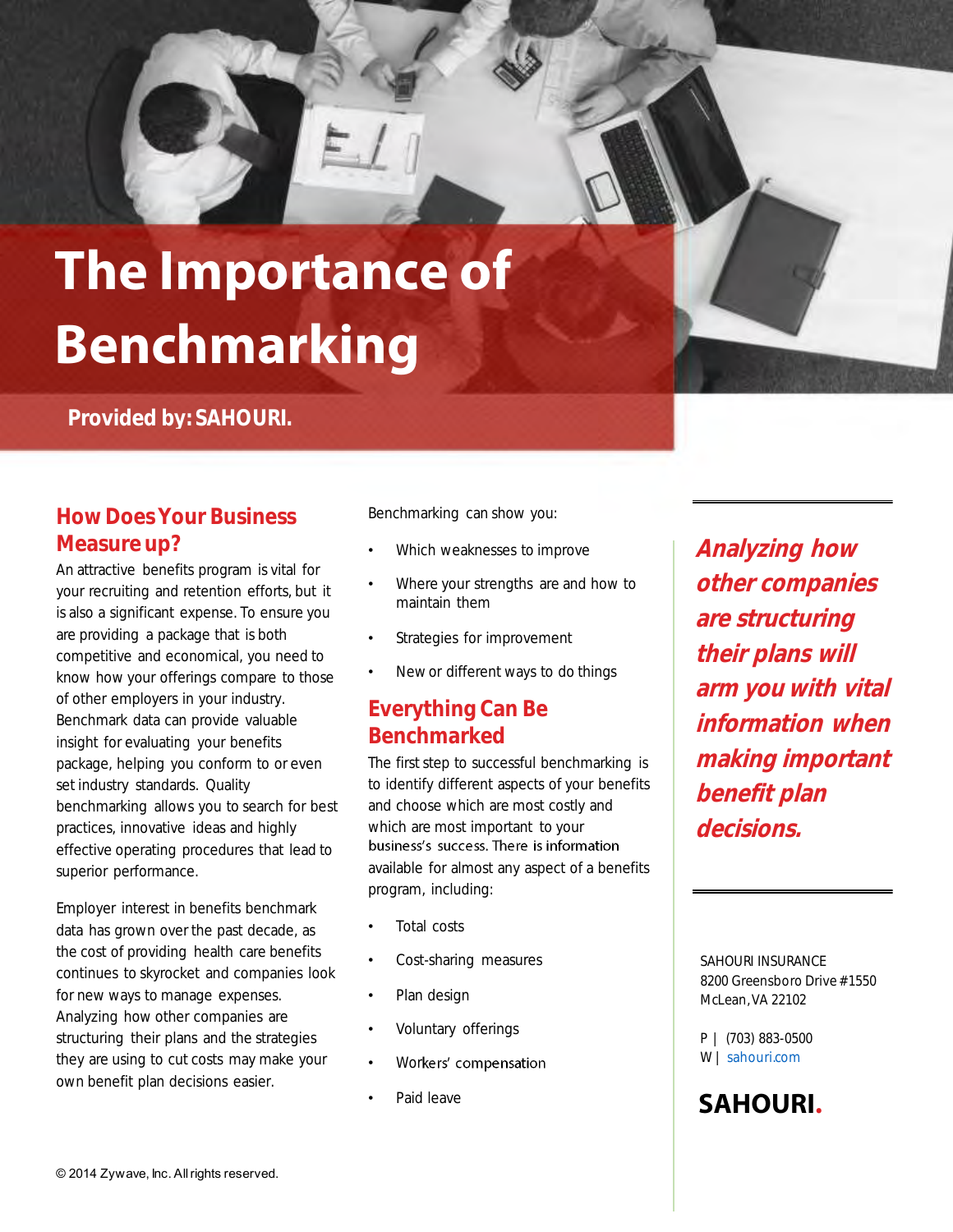# The Importance of Benchmarking

**Provided by: SAHOURI.**

## How Does Your Business Measure up?

An attractive benefits program is vital for your recruiting and retention efforts, but it is also a significant expense. To ensure you are providing a package that is both competitive and economical, you need to know how your offerings compare to those of other employers in your industry. Benchmark data can provide valuable insight for evaluating your benefits package, helping you conform to or even set industry standards. Quality benchmarking allows you to search for best practices, innovative ideas and highly effective operating procedures that lead to superior performance.

Employer interest in benefits benchmark data has grown over the past decade, as the cost of providing health care benefits continues to skyrocket and companies look for new ways to manage expenses. Analyzing how other companies are structuring their plans and the strategies they are using to cut costs may make your own benefit plan decisions easier.

Benchmarking can show you:

- Which weaknesses to improve
- Where your strengths are and how to maintain them
- Strategies for improvement
- New or different ways to do things

## Everything Can Be Benchmarked

The first step to successful benchmarking is to identify different aspects of your benefits and choose which are most costly and which are most important to your business's success. There is information available for almost any aspect of a benefits program, including:

- Total costs
- Cost-sharing measures
- Plan design
- Voluntary offerings
- Workers' compensation
- Paid leave

***Analyzing how other companies are structuring their plans will arm you with vital information when making important benefit plan decisions.***

SAHOURI INSURANCE
8200 Greensboro Drive #1550
McLean, VA 22102

P | (703) 883-0500
W | sahouri.com

**SAHOURI.**

© 2014 Zywave, Inc. All rights reserved.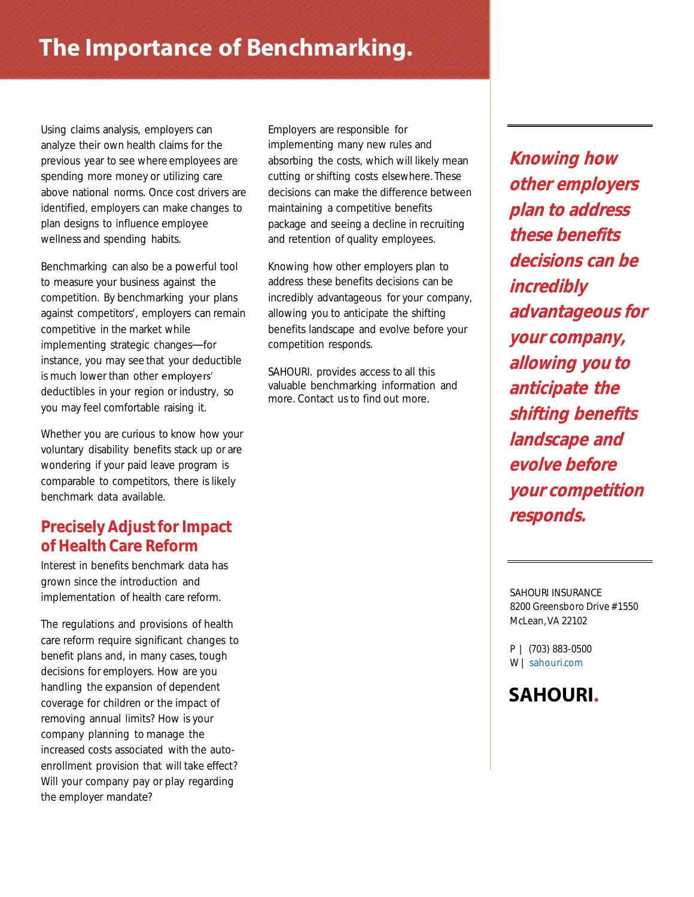# The Importance of Benchmarking.

Using claims analysis, employers can analyze their own health claims for the previous year to see where employees are spending more money or utilizing care above national norms. Once cost drivers are identified, employers can make changes to plan designs to influence employee wellness and spending habits.

Benchmarking can also be a powerful tool to measure your business against the competition. By benchmarking your plans against competitors', employers can remain competitive in the market while implementing strategic changes—for instance, you may see that your deductible is much lower than other employers' deductibles in your region or industry, so you may feel comfortable raising it.

Whether you are curious to know how your voluntary disability benefits stack up or are wondering if your paid leave program is comparable to competitors, there is likely benchmark data available.

## Precisely Adjust for Impact of Health Care Reform

Interest in benefits benchmark data has grown since the introduction and implementation of health care reform.

The regulations and provisions of health care reform require significant changes to benefit plans and, in many cases, tough decisions for employers. How are you handling the expansion of dependent coverage for children or the impact of removing annual limits? How is your company planning to manage the increased costs associated with the auto-enrollment provision that will take effect? Will your company pay or play regarding the employer mandate?

Employers are responsible for implementing many new rules and absorbing the costs, which will likely mean cutting or shifting costs elsewhere. These decisions can make the difference between maintaining a competitive benefits package and seeing a decline in recruiting and retention of quality employees.

Knowing how other employers plan to address these benefits decisions can be incredibly advantageous for your company, allowing you to anticipate the shifting benefits landscape and evolve before your competition responds.

SAHOURI. provides access to all this valuable benchmarking information and more. Contact us to find out more.

***Knowing how other employers plan to address these benefits decisions can be incredibly advantageous for your company, allowing you to anticipate the shifting benefits landscape and evolve before your competition responds.***

SAHOURI INSURANCE
8200 Greensboro Drive #1550
McLean, VA 22102

P | (703) 883-0500
W | sahouri.com

**SAHOURI.**